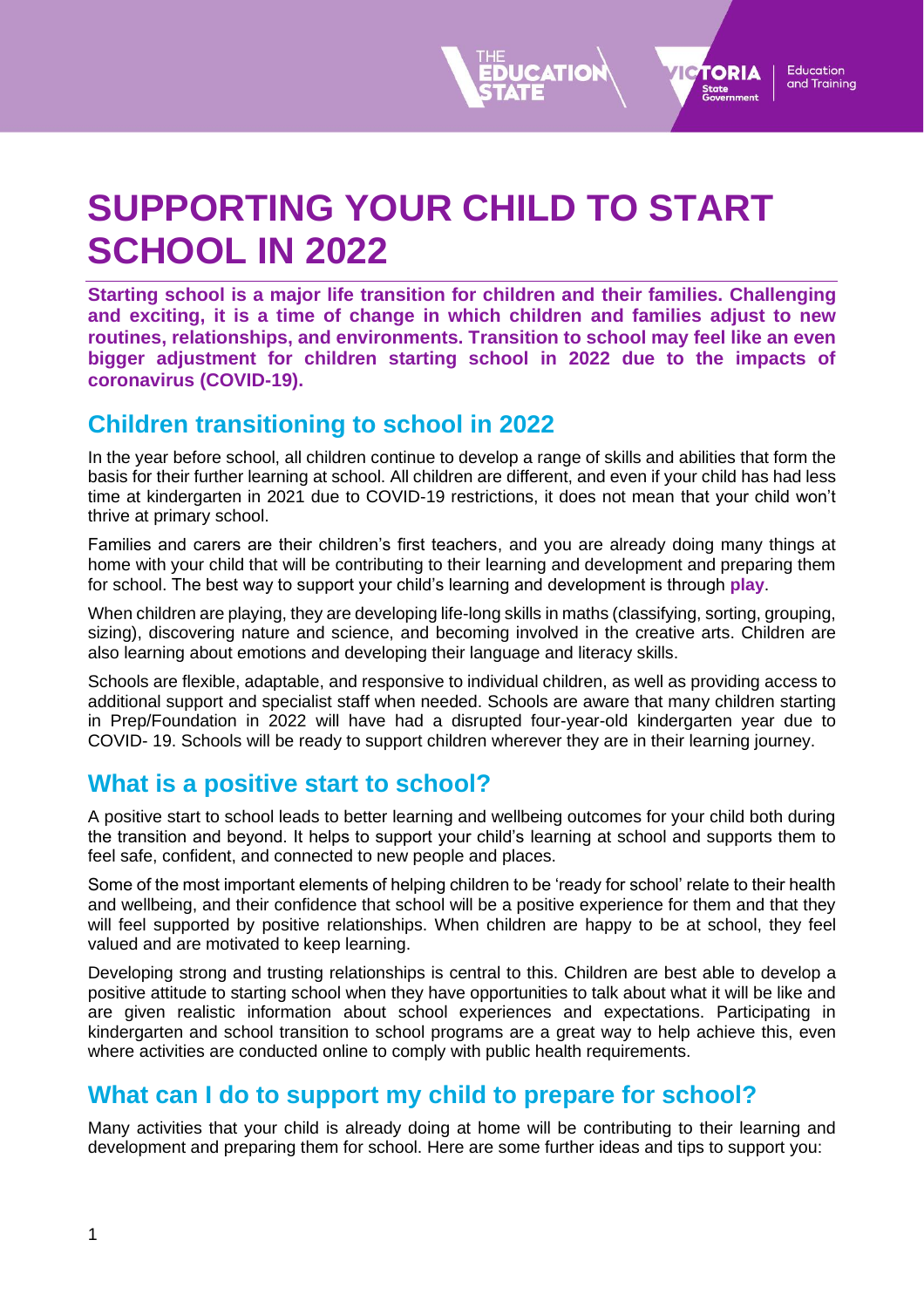# SUPPORTING YOUR CHILD TO START SCHOOL IN 2022

**Starting school is a major life transition for children and their families. Challenging and exciting, it is a time of change in which children and families adjust to new routines, relationships, and environments. Transition to school may feel like an even bigger adjustment for children starting school in 2022 due to the impacts of coronavirus (COVID-19).**

## Children transitioning to school in 2022

In the year before school, all children continue to develop a range of skills and abilities that form the basis for their further learning at school. All children are different, and even if your child has had less time at kindergarten in 2021 due to COVID-19 restrictions, it does not mean that your child won't thrive at primary school.

Families and carers are their children's first teachers, and you are already doing many things at home with your child that will be contributing to their learning and development and preparing them for school. The best way to support your child's learning and development is through **play**.

When children are playing, they are developing life-long skills in maths (classifying, sorting, grouping, sizing), discovering nature and science, and becoming involved in the creative arts. Children are also learning about emotions and developing their language and literacy skills.

Schools are flexible, adaptable, and responsive to individual children, as well as providing access to additional support and specialist staff when needed. Schools are aware that many children starting in Prep/Foundation in 2022 will have had a disrupted four-year-old kindergarten year due to COVID- 19. Schools will be ready to support children wherever they are in their learning journey.

## What is a positive start to school?

A positive start to school leads to better learning and wellbeing outcomes for your child both during the transition and beyond. It helps to support your child's learning at school and supports them to feel safe, confident, and connected to new people and places.

Some of the most important elements of helping children to be 'ready for school' relate to their health and wellbeing, and their confidence that school will be a positive experience for them and that they will feel supported by positive relationships. When children are happy to be at school, they feel valued and are motivated to keep learning.

Developing strong and trusting relationships is central to this. Children are best able to develop a positive attitude to starting school when they have opportunities to talk about what it will be like and are given realistic information about school experiences and expectations. Participating in kindergarten and school transition to school programs are a great way to help achieve this, even where activities are conducted online to comply with public health requirements.

## What can I do to support my child to prepare for school?

Many activities that your child is already doing at home will be contributing to their learning and development and preparing them for school. Here are some further ideas and tips to support you: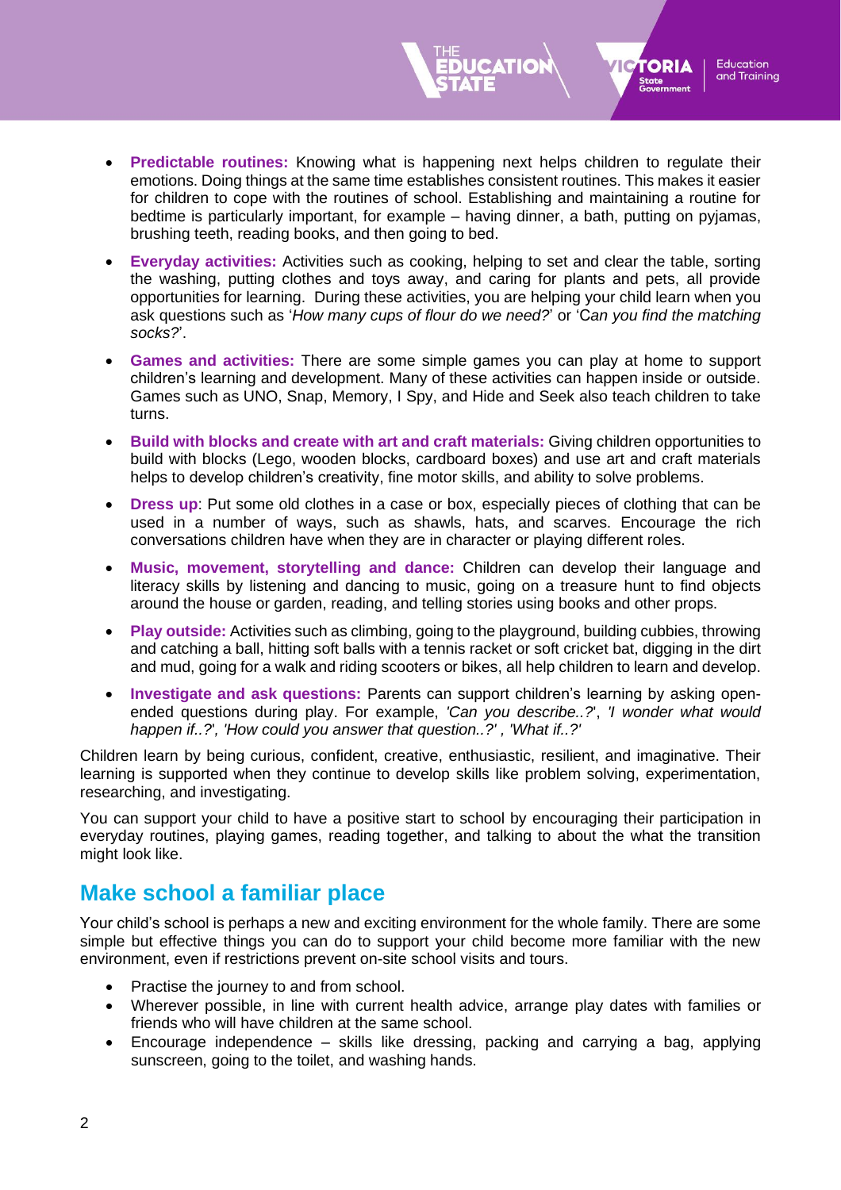- **Predictable routines:** Knowing what is happening next helps children to regulate their emotions. Doing things at the same time establishes consistent routines. This makes it easier for children to cope with the routines of school. Establishing and maintaining a routine for bedtime is particularly important, for example – having dinner, a bath, putting on pyjamas, brushing teeth, reading books, and then going to bed.
- **Everyday activities:** Activities such as cooking, helping to set and clear the table, sorting the washing, putting clothes and toys away, and caring for plants and pets, all provide opportunities for learning. During these activities, you are helping your child learn when you ask questions such as '*How many cups of flour do we need?*' or '*Can you find the matching socks?*'.
- **Games and activities:** There are some simple games you can play at home to support children's learning and development. Many of these activities can happen inside or outside. Games such as UNO, Snap, Memory, I Spy, and Hide and Seek also teach children to take turns.
- **Build with blocks and create with art and craft materials:** Giving children opportunities to build with blocks (Lego, wooden blocks, cardboard boxes) and use art and craft materials helps to develop children's creativity, fine motor skills, and ability to solve problems.
- **Dress up**: Put some old clothes in a case or box, especially pieces of clothing that can be used in a number of ways, such as shawls, hats, and scarves. Encourage the rich conversations children have when they are in character or playing different roles.
- **Music, movement, storytelling and dance:** Children can develop their language and literacy skills by listening and dancing to music, going on a treasure hunt to find objects around the house or garden, reading, and telling stories using books and other props.
- **Play outside:** Activities such as climbing, going to the playground, building cubbies, throwing and catching a ball, hitting soft balls with a tennis racket or soft cricket bat, digging in the dirt and mud, going for a walk and riding scooters or bikes, all help children to learn and develop.
- **Investigate and ask questions:** Parents can support children's learning by asking open-ended questions during play. For example, *'Can you describe..?'*, *'I wonder what would happen if..?', 'How could you answer that question..?' , 'What if..?'*

Children learn by being curious, confident, creative, enthusiastic, resilient, and imaginative. Their learning is supported when they continue to develop skills like problem solving, experimentation, researching, and investigating.

You can support your child to have a positive start to school by encouraging their participation in everyday routines, playing games, reading together, and talking to about the what the transition might look like.

## Make school a familiar place

Your child's school is perhaps a new and exciting environment for the whole family. There are some simple but effective things you can do to support your child become more familiar with the new environment, even if restrictions prevent on-site school visits and tours.

- Practise the journey to and from school.
- Wherever possible, in line with current health advice, arrange play dates with families or friends who will have children at the same school.
- Encourage independence – skills like dressing, packing and carrying a bag, applying sunscreen, going to the toilet, and washing hands.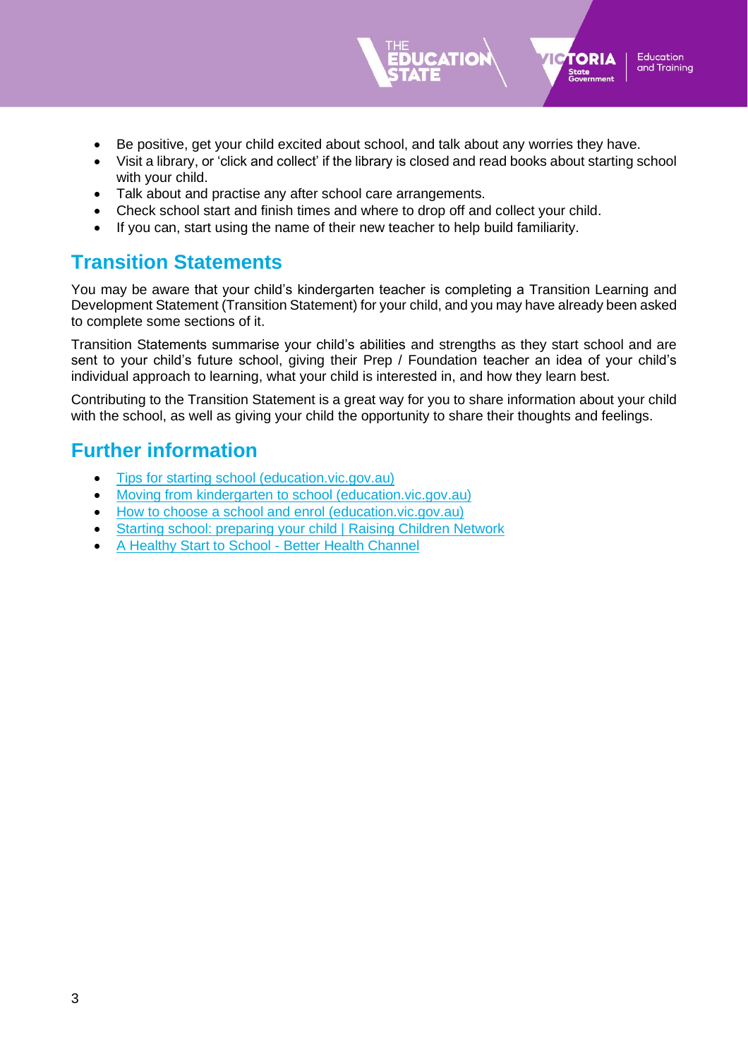- Be positive, get your child excited about school, and talk about any worries they have.
- Visit a library, or 'click and collect' if the library is closed and read books about starting school with your child.
- Talk about and practise any after school care arrangements.
- Check school start and finish times and where to drop off and collect your child.
- If you can, start using the name of their new teacher to help build familiarity.

## Transition Statements

You may be aware that your child's kindergarten teacher is completing a Transition Learning and Development Statement (Transition Statement) for your child, and you may have already been asked to complete some sections of it.

Transition Statements summarise your child's abilities and strengths as they start school and are sent to your child's future school, giving their Prep / Foundation teacher an idea of your child's individual approach to learning, what your child is interested in, and how they learn best.

Contributing to the Transition Statement is a great way for you to share information about your child with the school, as well as giving your child the opportunity to share their thoughts and feelings.

## Further information

- Tips for starting school (education.vic.gov.au)
- Moving from kindergarten to school (education.vic.gov.au)
- How to choose a school and enrol (education.vic.gov.au)
- Starting school: preparing your child | Raising Children Network
- A Healthy Start to School - Better Health Channel